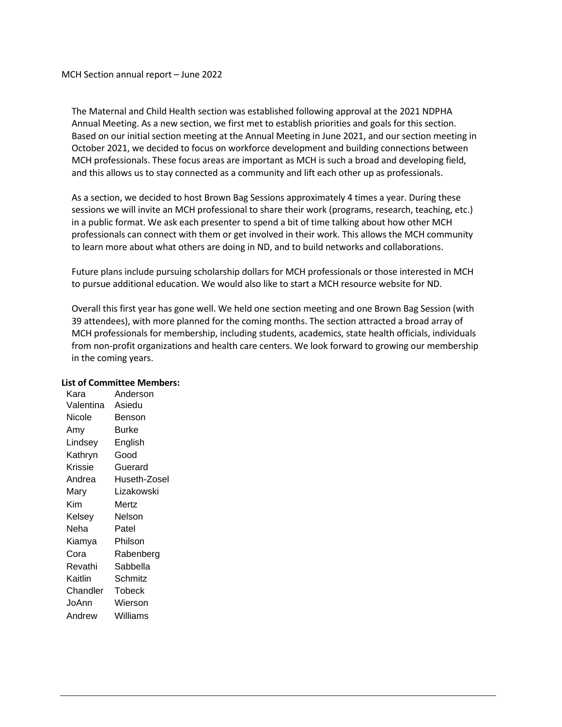MCH Section annual report – June 2022

The Maternal and Child Health section was established following approval at the 2021 NDPHA Annual Meeting. As a new section, we first met to establish priorities and goals for this section. Based on our initial section meeting at the Annual Meeting in June 2021, and our section meeting in October 2021, we decided to focus on workforce development and building connections between MCH professionals. These focus areas are important as MCH is such a broad and developing field, and this allows us to stay connected as a community and lift each other up as professionals.

As a section, we decided to host Brown Bag Sessions approximately 4 times a year. During these sessions we will invite an MCH professional to share their work (programs, research, teaching, etc.) in a public format. We ask each presenter to spend a bit of time talking about how other MCH professionals can connect with them or get involved in their work. This allows the MCH community to learn more about what others are doing in ND, and to build networks and collaborations.

Future plans include pursuing scholarship dollars for MCH professionals or those interested in MCH to pursue additional education. We would also like to start a MCH resource website for ND.

Overall this first year has gone well. We held one section meeting and one Brown Bag Session (with 39 attendees), with more planned for the coming months. The section attracted a broad array of MCH professionals for membership, including students, academics, state health officials, individuals from non-profit organizations and health care centers. We look forward to growing our membership in the coming years.

**List of Committee Members:**

| | |
|---|---|
| Kara | Anderson |
| Valentina | Asiedu |
| Nicole | Benson |
| Amy | Burke |
| Lindsey | English |
| Kathryn | Good |
| Krissie | Guerard |
| Andrea | Huseth-Zosel |
| Mary | Lizakowski |
| Kim | Mertz |
| Kelsey | Nelson |
| Neha | Patel |
| Kiamya | Philson |
| Cora | Rabenberg |
| Revathi | Sabbella |
| Kaitlin | Schmitz |
| Chandler | Tobeck |
| JoAnn | Wierson |
| Andrew | Williams |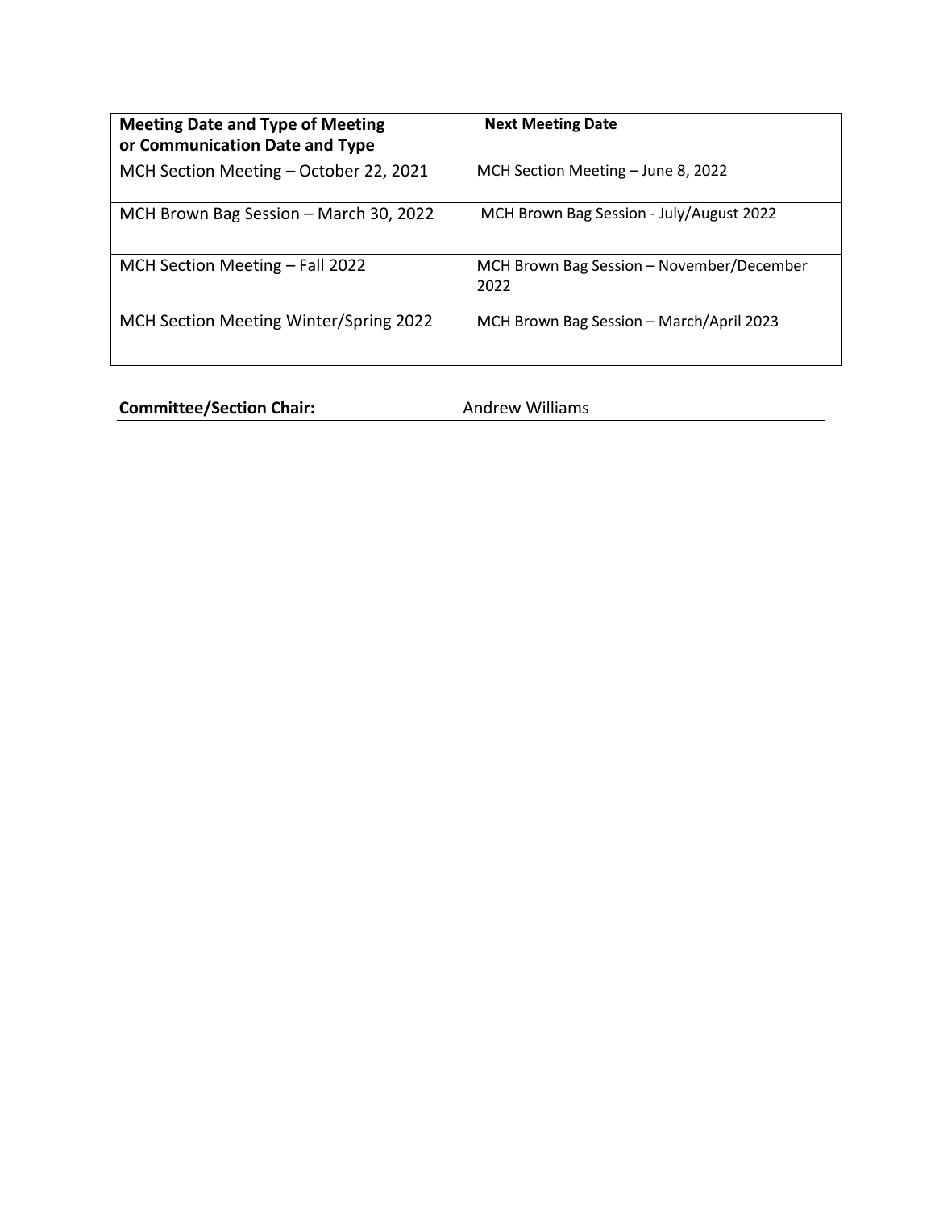| Meeting Date and Type of Meeting or Communication Date and Type | Next Meeting Date |
|---|---|
| MCH Section Meeting – October 22, 2021 | MCH Section Meeting – June 8, 2022 |
| MCH Brown Bag Session – March 30, 2022 | MCH Brown Bag Session - July/August 2022 |
| MCH Section Meeting – Fall 2022 | MCH Brown Bag Session – November/December 2022 |
| MCH Section Meeting Winter/Spring 2022 | MCH Brown Bag Session – March/April 2023 |

**Committee/Section Chair:** Andrew Williams